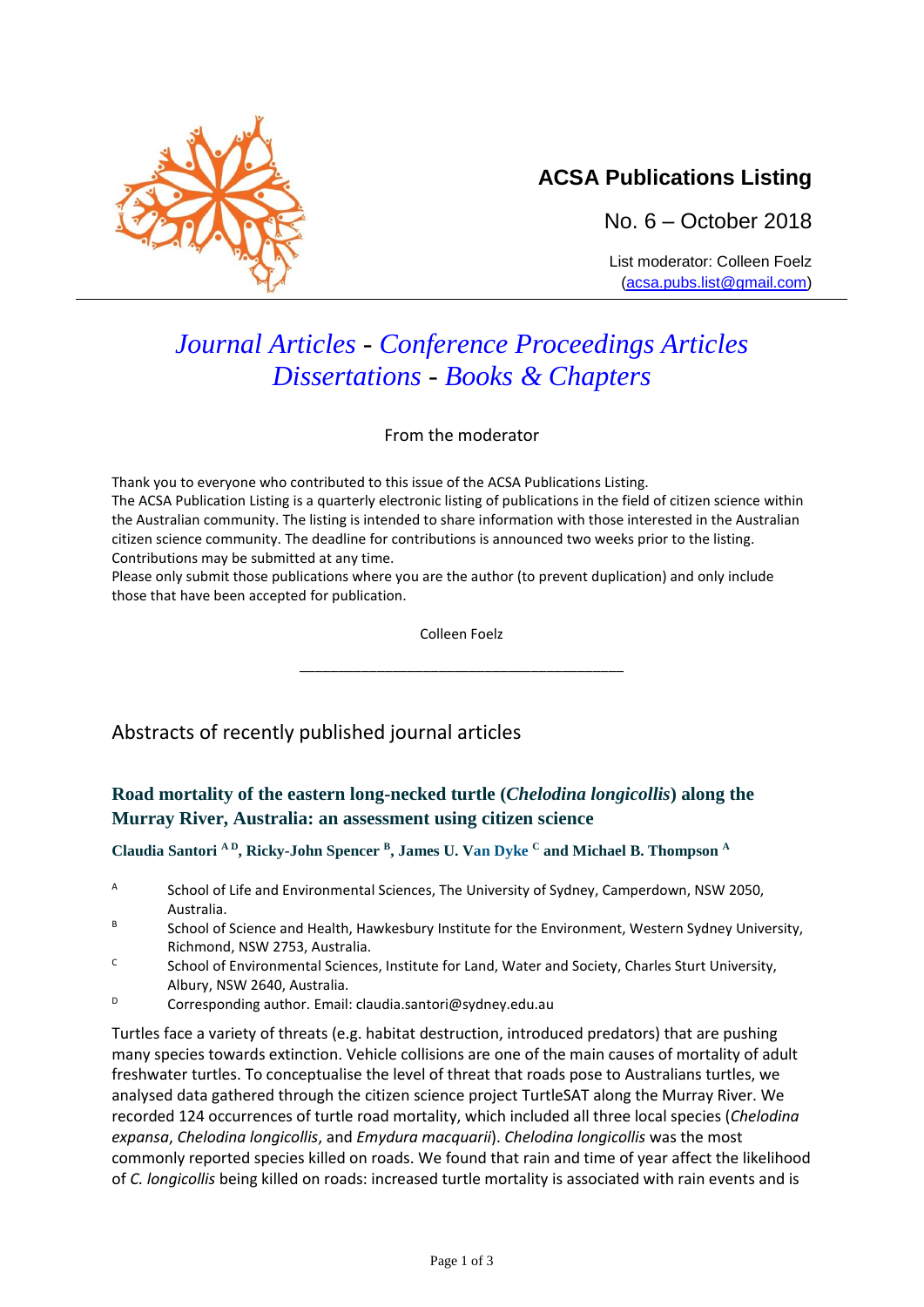## ACSA Publications Listing

No. 6 – October 2018

List moderator: Colleen Foelz
(acsa.pubs.list@gmail.com)

# *Journal Articles* - *Conference Proceedings Articles*
# *Dissertations* - *Books & Chapters*

From the moderator

Thank you to everyone who contributed to this issue of the ACSA Publications Listing.
The ACSA Publication Listing is a quarterly electronic listing of publications in the field of citizen science within the Australian community. The listing is intended to share information with those interested in the Australian citizen science community. The deadline for contributions is announced two weeks prior to the listing. Contributions may be submitted at any time.
Please only submit those publications where you are the author (to prevent duplication) and only include those that have been accepted for publication.

Colleen Foelz

---

## Abstracts of recently published journal articles

### Road mortality of the eastern long-necked turtle (*Chelodina longicollis*) along the Murray River, Australia: an assessment using citizen science

**Claudia Santori [A D], Ricky-John Spencer [B], James U. Van Dyke [C] and Michael B. Thompson [A]**

- [A] School of Life and Environmental Sciences, The University of Sydney, Camperdown, NSW 2050, Australia.
- [B] School of Science and Health, Hawkesbury Institute for the Environment, Western Sydney University, Richmond, NSW 2753, Australia.
- [C] School of Environmental Sciences, Institute for Land, Water and Society, Charles Sturt University, Albury, NSW 2640, Australia.
- [D] Corresponding author. Email: claudia.santori@sydney.edu.au

Turtles face a variety of threats (e.g. habitat destruction, introduced predators) that are pushing many species towards extinction. Vehicle collisions are one of the main causes of mortality of adult freshwater turtles. To conceptualise the level of threat that roads pose to Australians turtles, we analysed data gathered through the citizen science project TurtleSAT along the Murray River. We recorded 124 occurrences of turtle road mortality, which included all three local species (*Chelodina expansa*, *Chelodina longicollis*, and *Emydura macquarii*). *Chelodina longicollis* was the most commonly reported species killed on roads. We found that rain and time of year affect the likelihood of *C. longicollis* being killed on roads: increased turtle mortality is associated with rain events and is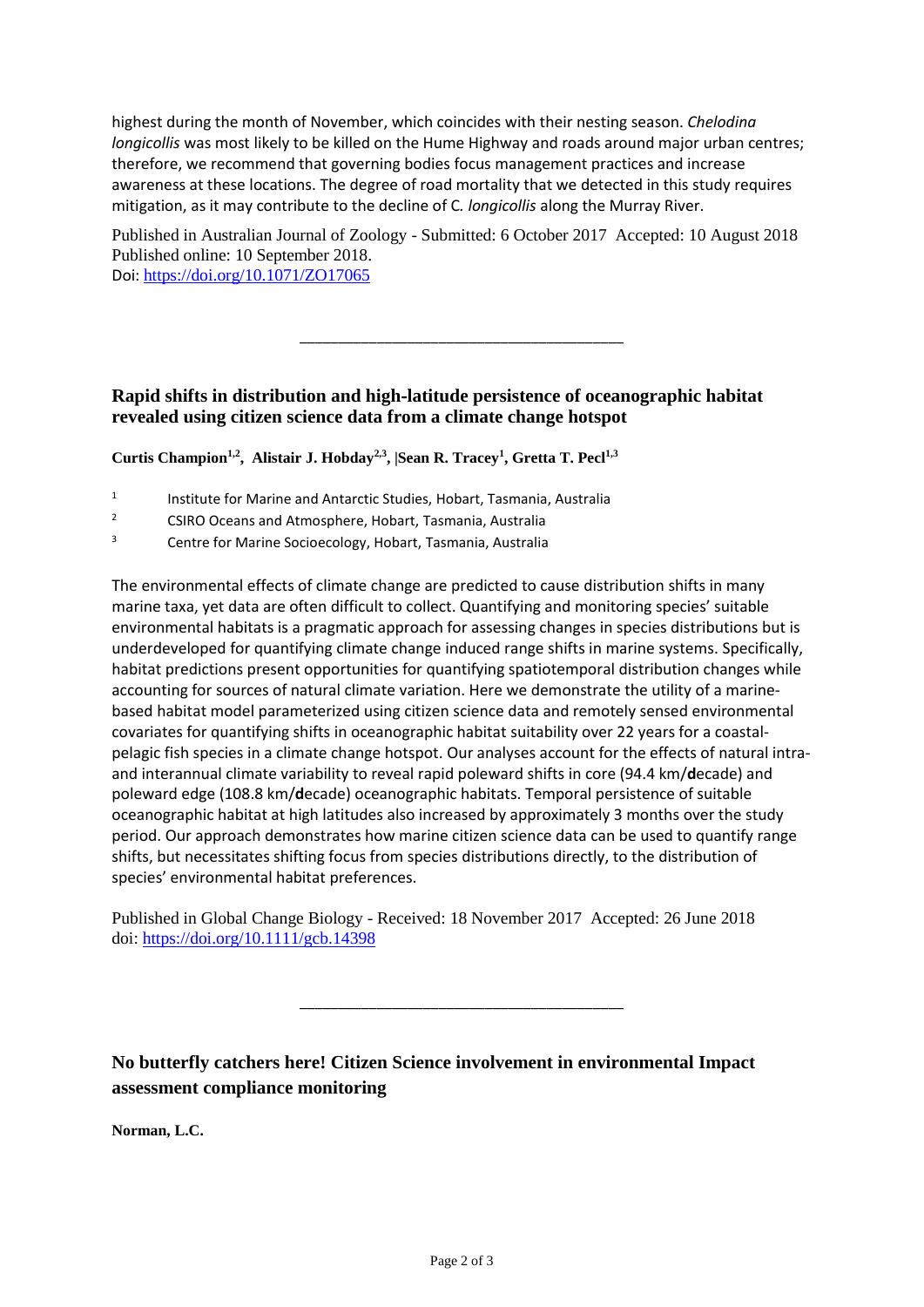highest during the month of November, which coincides with their nesting season. *Chelodina longicollis* was most likely to be killed on the Hume Highway and roads around major urban centres; therefore, we recommend that governing bodies focus management practices and increase awareness at these locations. The degree of road mortality that we detected in this study requires mitigation, as it may contribute to the decline of C*. longicollis* along the Murray River.

Published in Australian Journal of Zoology - Submitted: 6 October 2017 Accepted: 10 August 2018 Published online: 10 September 2018.
Doi: https://doi.org/10.1071/ZO17065

---

## Rapid shifts in distribution and high-latitude persistence of oceanographic habitat revealed using citizen science data from a climate change hotspot

**Curtis Champion[1,2], Alistair J. Hobday[2,3], |Sean R. Tracey[1], Gretta T. Pecl[1,3]**

[1] Institute for Marine and Antarctic Studies, Hobart, Tasmania, Australia

[2] CSIRO Oceans and Atmosphere, Hobart, Tasmania, Australia

[3] Centre for Marine Socioecology, Hobart, Tasmania, Australia

The environmental effects of climate change are predicted to cause distribution shifts in many marine taxa, yet data are often difficult to collect. Quantifying and monitoring species' suitable environmental habitats is a pragmatic approach for assessing changes in species distributions but is underdeveloped for quantifying climate change induced range shifts in marine systems. Specifically, habitat predictions present opportunities for quantifying spatiotemporal distribution changes while accounting for sources of natural climate variation. Here we demonstrate the utility of a marine-based habitat model parameterized using citizen science data and remotely sensed environmental covariates for quantifying shifts in oceanographic habitat suitability over 22 years for a coastal-pelagic fish species in a climate change hotspot. Our analyses account for the effects of natural intra- and interannual climate variability to reveal rapid poleward shifts in core (94.4 km/**d**ecade) and poleward edge (108.8 km/**d**ecade) oceanographic habitats. Temporal persistence of suitable oceanographic habitat at high latitudes also increased by approximately 3 months over the study period. Our approach demonstrates how marine citizen science data can be used to quantify range shifts, but necessitates shifting focus from species distributions directly, to the distribution of species' environmental habitat preferences.

Published in Global Change Biology - Received: 18 November 2017 Accepted: 26 June 2018
doi: https://doi.org/10.1111/gcb.14398

---

## No butterfly catchers here! Citizen Science involvement in environmental Impact assessment compliance monitoring

**Norman, L.C.**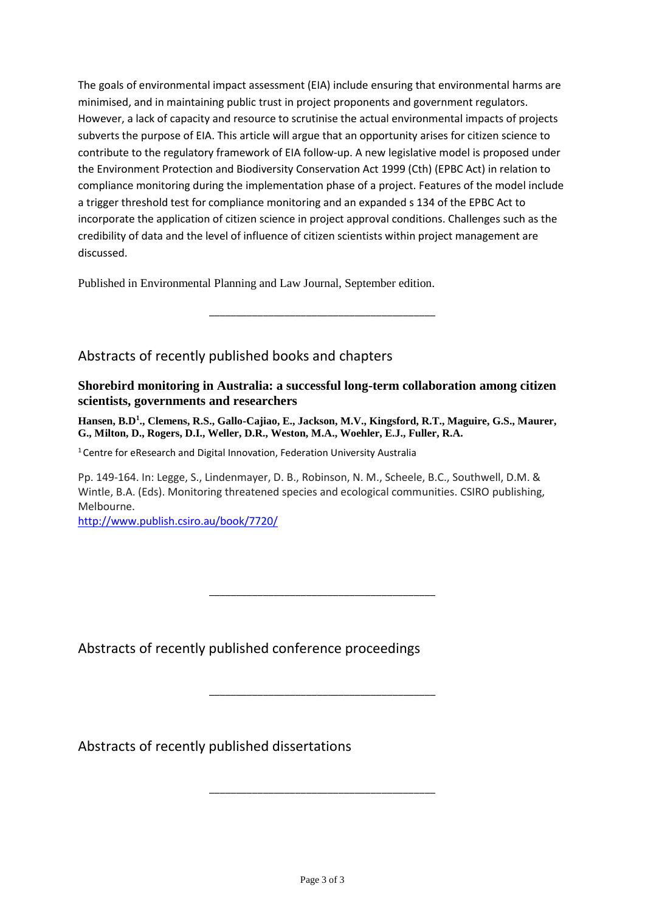The goals of environmental impact assessment (EIA) include ensuring that environmental harms are minimised, and in maintaining public trust in project proponents and government regulators. However, a lack of capacity and resource to scrutinise the actual environmental impacts of projects subverts the purpose of EIA. This article will argue that an opportunity arises for citizen science to contribute to the regulatory framework of EIA follow-up. A new legislative model is proposed under the Environment Protection and Biodiversity Conservation Act 1999 (Cth) (EPBC Act) in relation to compliance monitoring during the implementation phase of a project. Features of the model include a trigger threshold test for compliance monitoring and an expanded s 134 of the EPBC Act to incorporate the application of citizen science in project approval conditions. Challenges such as the credibility of data and the level of influence of citizen scientists within project management are discussed.

Published in Environmental Planning and Law Journal, September edition.

---

## Abstracts of recently published books and chapters

### Shorebird monitoring in Australia: a successful long-term collaboration among citizen scientists, governments and researchers

**Hansen, B.D[1]., Clemens, R.S., Gallo-Cajiao, E., Jackson, M.V., Kingsford, R.T., Maguire, G.S., Maurer, G., Milton, D., Rogers, D.I., Weller, D.R., Weston, M.A., Woehler, E.J., Fuller, R.A.**

[1] Centre for eResearch and Digital Innovation, Federation University Australia

Pp. 149-164. In: Legge, S., Lindenmayer, D. B., Robinson, N. M., Scheele, B.C., Southwell, D.M. & Wintle, B.A. (Eds). Monitoring threatened species and ecological communities. CSIRO publishing, Melbourne.
http://www.publish.csiro.au/book/7720/

---

## Abstracts of recently published conference proceedings

---

## Abstracts of recently published dissertations

---